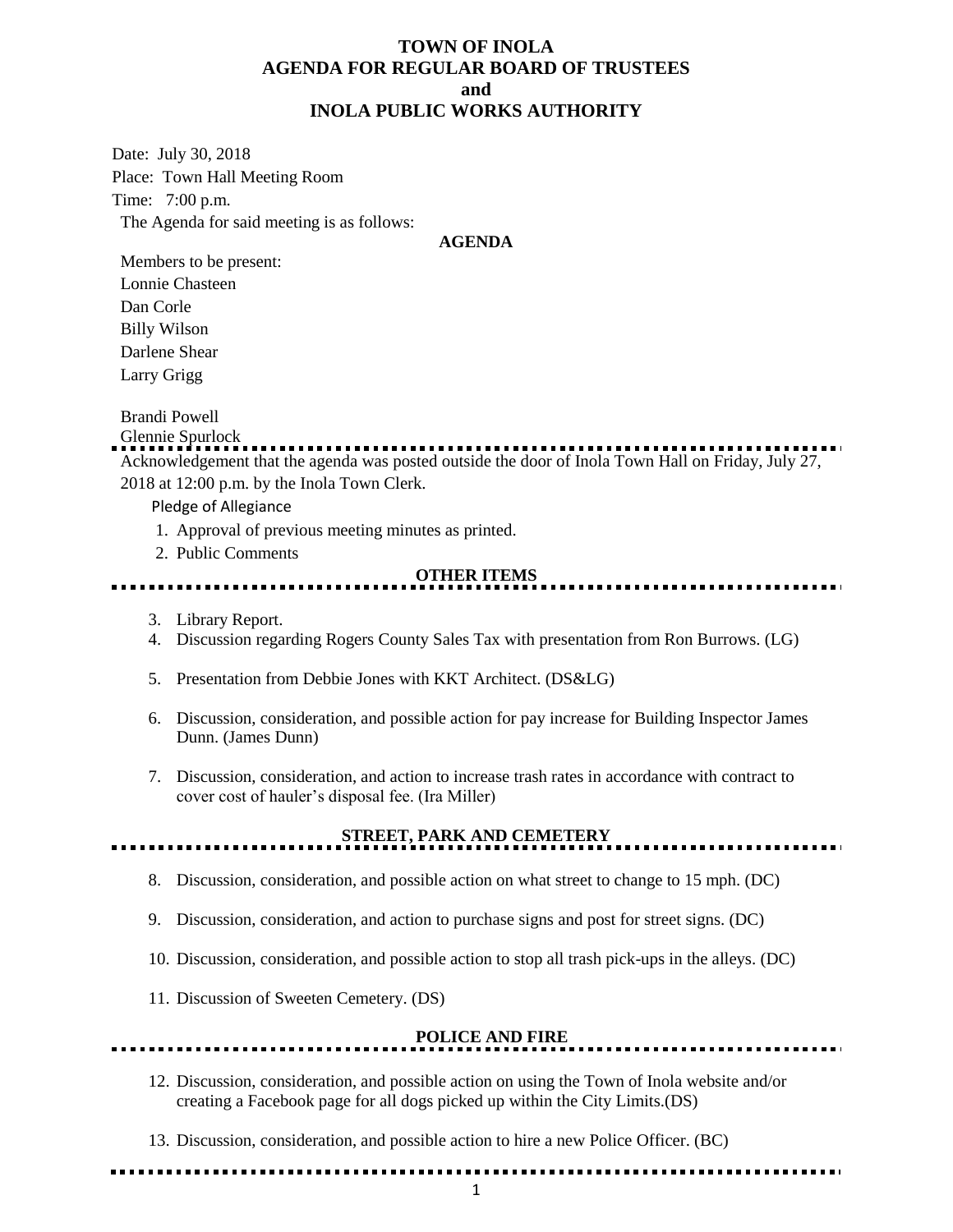# TOWN OF INOLA
## AGENDA FOR REGULAR BOARD OF TRUSTEES
## and
## INOLA PUBLIC WORKS AUTHORITY

Date: July 30, 2018

Place: Town Hall Meeting Room

Time: 7:00 p.m.

The Agenda for said meeting is as follows:

**AGENDA**

Members to be present:

Lonnie Chasteen

Dan Corle

Billy Wilson

Darlene Shear

Larry Grigg

Brandi Powell

Glennie Spurlock

---

Acknowledgement that the agenda was posted outside the door of Inola Town Hall on Friday, July 27, 2018 at 12:00 p.m. by the Inola Town Clerk.

Pledge of Allegiance

1. Approval of previous meeting minutes as printed.
2. Public Comments

**OTHER ITEMS**

3. Library Report.
4. Discussion regarding Rogers County Sales Tax with presentation from Ron Burrows. (LG)
5. Presentation from Debbie Jones with KKT Architect. (DS&LG)
6. Discussion, consideration, and possible action for pay increase for Building Inspector James Dunn. (James Dunn)
7. Discussion, consideration, and action to increase trash rates in accordance with contract to cover cost of hauler's disposal fee. (Ira Miller)

**STREET, PARK AND CEMETERY**

8. Discussion, consideration, and possible action on what street to change to 15 mph. (DC)
9. Discussion, consideration, and action to purchase signs and post for street signs. (DC)
10. Discussion, consideration, and possible action to stop all trash pick-ups in the alleys. (DC)
11. Discussion of Sweeten Cemetery. (DS)

**POLICE AND FIRE**

12. Discussion, consideration, and possible action on using the Town of Inola website and/or creating a Facebook page for all dogs picked up within the City Limits.(DS)
13. Discussion, consideration, and possible action to hire a new Police Officer. (BC)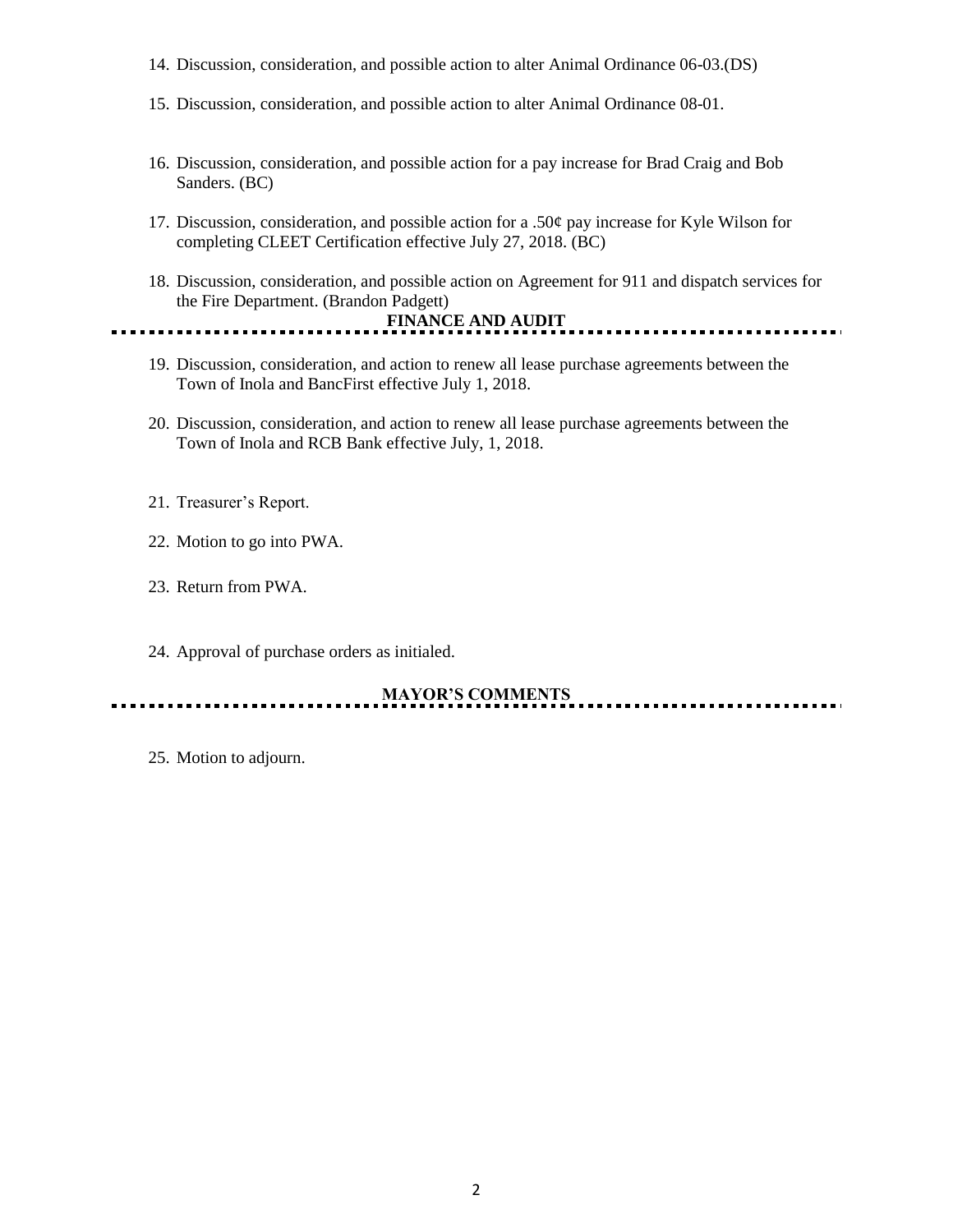14. Discussion, consideration, and possible action to alter Animal Ordinance 06-03.(DS)

15. Discussion, consideration, and possible action to alter Animal Ordinance 08-01.

16. Discussion, consideration, and possible action for a pay increase for Brad Craig and Bob Sanders. (BC)

17. Discussion, consideration, and possible action for a .50¢ pay increase for Kyle Wilson for completing CLEET Certification effective July 27, 2018. (BC)

18. Discussion, consideration, and possible action on Agreement for 911 and dispatch services for the Fire Department. (Brandon Padgett)

**FINANCE AND AUDIT**

19. Discussion, consideration, and action to renew all lease purchase agreements between the Town of Inola and BancFirst effective July 1, 2018.

20. Discussion, consideration, and action to renew all lease purchase agreements between the Town of Inola and RCB Bank effective July, 1, 2018.

21. Treasurer's Report.

22. Motion to go into PWA.

23. Return from PWA.

24. Approval of purchase orders as initialed.

**MAYOR'S COMMENTS**

25. Motion to adjourn.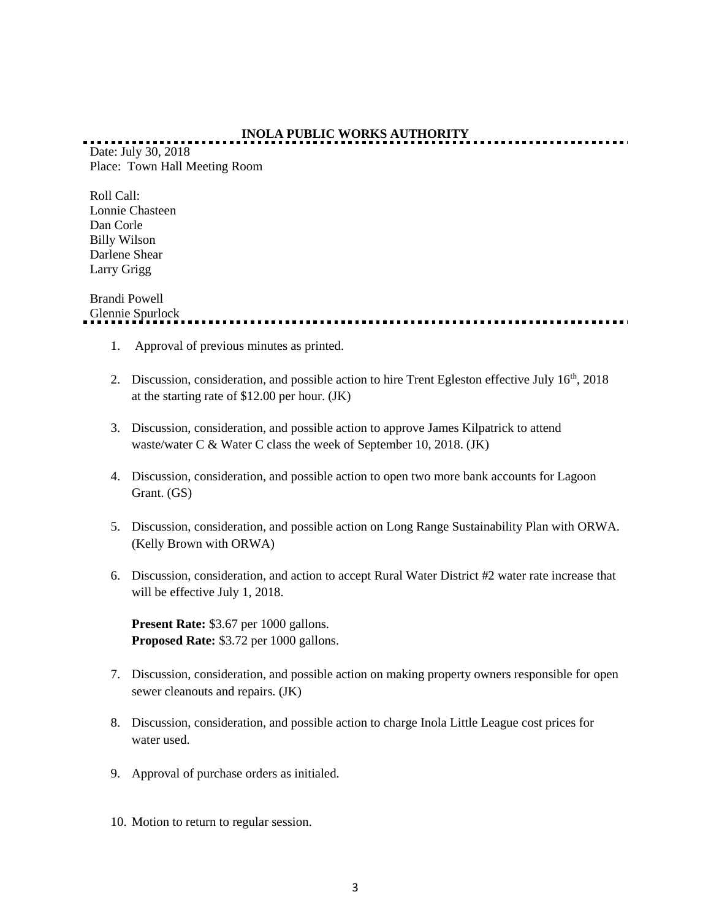**INOLA PUBLIC WORKS AUTHORITY**

Date: July 30, 2018
Place: Town Hall Meeting Room

Roll Call:
Lonnie Chasteen
Dan Corle
Billy Wilson
Darlene Shear
Larry Grigg

Brandi Powell
Glennie Spurlock

1. Approval of previous minutes as printed.

2. Discussion, consideration, and possible action to hire Trent Egleston effective July 16th, 2018 at the starting rate of $12.00 per hour. (JK)

3. Discussion, consideration, and possible action to approve James Kilpatrick to attend waste/water C & Water C class the week of September 10, 2018. (JK)

4. Discussion, consideration, and possible action to open two more bank accounts for Lagoon Grant. (GS)

5. Discussion, consideration, and possible action on Long Range Sustainability Plan with ORWA. (Kelly Brown with ORWA)

6. Discussion, consideration, and action to accept Rural Water District #2 water rate increase that will be effective July 1, 2018.

   **Present Rate:** $3.67 per 1000 gallons.
   **Proposed Rate:** $3.72 per 1000 gallons.

7. Discussion, consideration, and possible action on making property owners responsible for open sewer cleanouts and repairs. (JK)

8. Discussion, consideration, and possible action to charge Inola Little League cost prices for water used.

9. Approval of purchase orders as initialed.

10. Motion to return to regular session.